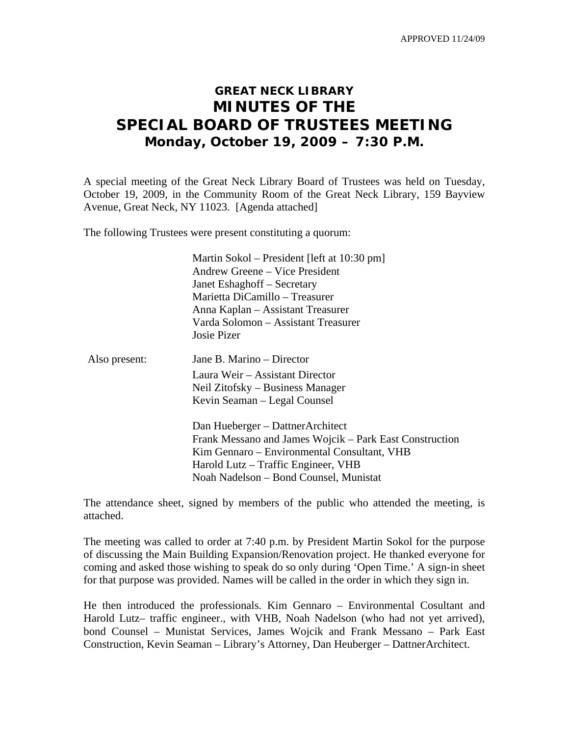APPROVED 11/24/09

# GREAT NECK LIBRARY
# MINUTES OF THE
# SPECIAL BOARD OF TRUSTEES MEETING
## Monday, October 19, 2009 – 7:30 P.M.

A special meeting of the Great Neck Library Board of Trustees was held on Tuesday, October 19, 2009, in the Community Room of the Great Neck Library, 159 Bayview Avenue, Great Neck, NY 11023. [Agenda attached]

The following Trustees were present constituting a quorum:

Martin Sokol – President [left at 10:30 pm]
Andrew Greene – Vice President
Janet Eshaghoff – Secretary
Marietta DiCamillo – Treasurer
Anna Kaplan – Assistant Treasurer
Varda Solomon – Assistant Treasurer
Josie Pizer

Also present:

Jane B. Marino – Director
Laura Weir – Assistant Director
Neil Zitofsky – Business Manager
Kevin Seaman – Legal Counsel

Dan Hueberger – DattnerArchitect
Frank Messano and James Wojcik – Park East Construction
Kim Gennaro – Environmental Consultant, VHB
Harold Lutz – Traffic Engineer, VHB
Noah Nadelson – Bond Counsel, Munistat

The attendance sheet, signed by members of the public who attended the meeting, is attached.

The meeting was called to order at 7:40 p.m. by President Martin Sokol for the purpose of discussing the Main Building Expansion/Renovation project. He thanked everyone for coming and asked those wishing to speak do so only during 'Open Time.' A sign-in sheet for that purpose was provided. Names will be called in the order in which they sign in.

He then introduced the professionals. Kim Gennaro – Environmental Cosultant and Harold Lutz– traffic engineer., with VHB, Noah Nadelson (who had not yet arrived), bond Counsel – Munistat Services, James Wojcik and Frank Messano – Park East Construction, Kevin Seaman – Library's Attorney, Dan Heuberger – DattnerArchitect.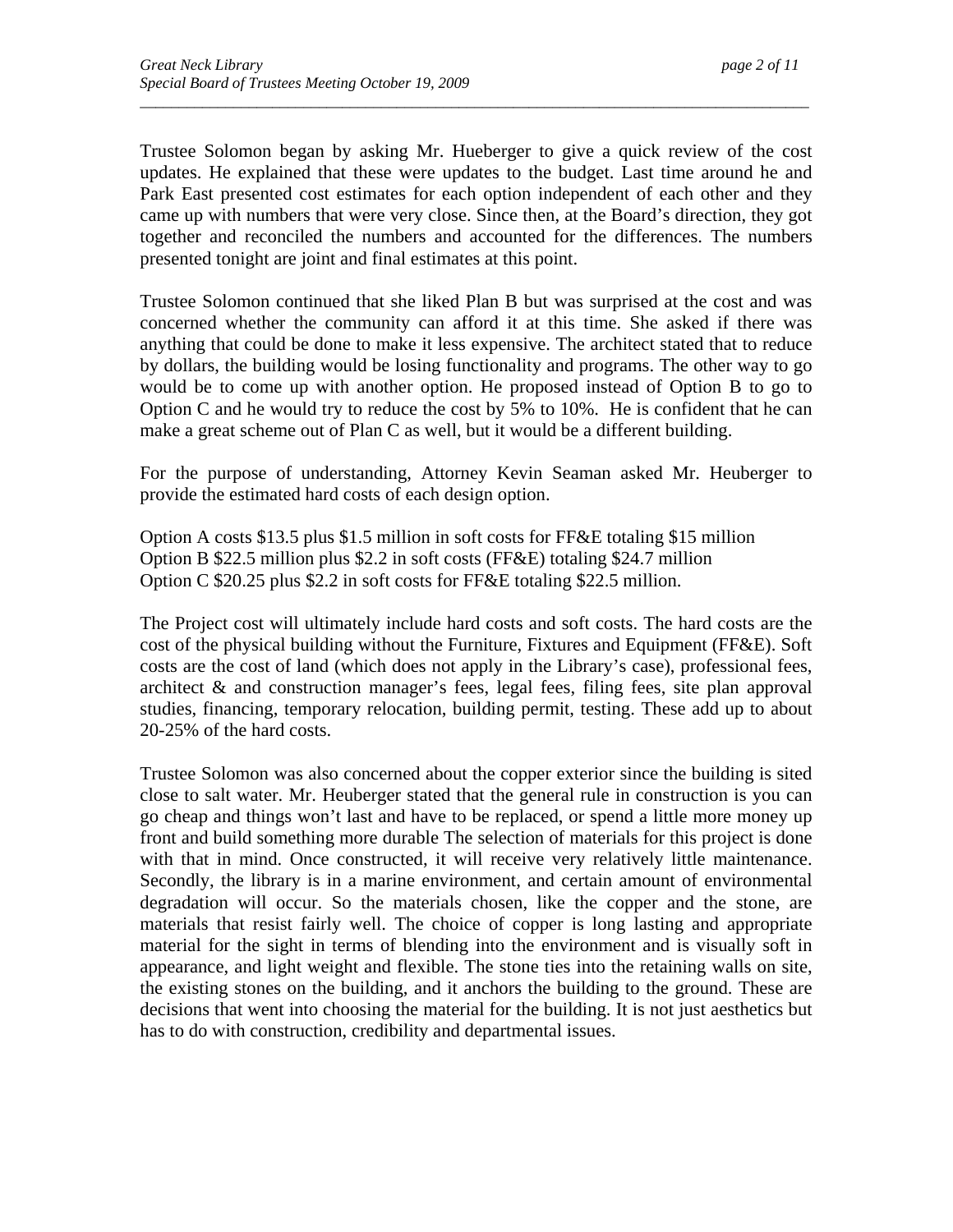Trustee Solomon began by asking Mr. Hueberger to give a quick review of the cost updates. He explained that these were updates to the budget. Last time around he and Park East presented cost estimates for each option independent of each other and they came up with numbers that were very close. Since then, at the Board's direction, they got together and reconciled the numbers and accounted for the differences. The numbers presented tonight are joint and final estimates at this point.

Trustee Solomon continued that she liked Plan B but was surprised at the cost and was concerned whether the community can afford it at this time. She asked if there was anything that could be done to make it less expensive. The architect stated that to reduce by dollars, the building would be losing functionality and programs. The other way to go would be to come up with another option. He proposed instead of Option B to go to Option C and he would try to reduce the cost by 5% to 10%. He is confident that he can make a great scheme out of Plan C as well, but it would be a different building.

For the purpose of understanding, Attorney Kevin Seaman asked Mr. Heuberger to provide the estimated hard costs of each design option.

Option A costs $13.5 plus $1.5 million in soft costs for FF&E totaling $15 million
Option B $22.5 million plus $2.2 in soft costs (FF&E) totaling $24.7 million
Option C $20.25 plus $2.2 in soft costs for FF&E totaling $22.5 million.

The Project cost will ultimately include hard costs and soft costs. The hard costs are the cost of the physical building without the Furniture, Fixtures and Equipment (FF&E). Soft costs are the cost of land (which does not apply in the Library's case), professional fees, architect & and construction manager's fees, legal fees, filing fees, site plan approval studies, financing, temporary relocation, building permit, testing. These add up to about 20-25% of the hard costs.

Trustee Solomon was also concerned about the copper exterior since the building is sited close to salt water. Mr. Heuberger stated that the general rule in construction is you can go cheap and things won't last and have to be replaced, or spend a little more money up front and build something more durable The selection of materials for this project is done with that in mind. Once constructed, it will receive very relatively little maintenance. Secondly, the library is in a marine environment, and certain amount of environmental degradation will occur. So the materials chosen, like the copper and the stone, are materials that resist fairly well. The choice of copper is long lasting and appropriate material for the sight in terms of blending into the environment and is visually soft in appearance, and light weight and flexible. The stone ties into the retaining walls on site, the existing stones on the building, and it anchors the building to the ground. These are decisions that went into choosing the material for the building. It is not just aesthetics but has to do with construction, credibility and departmental issues.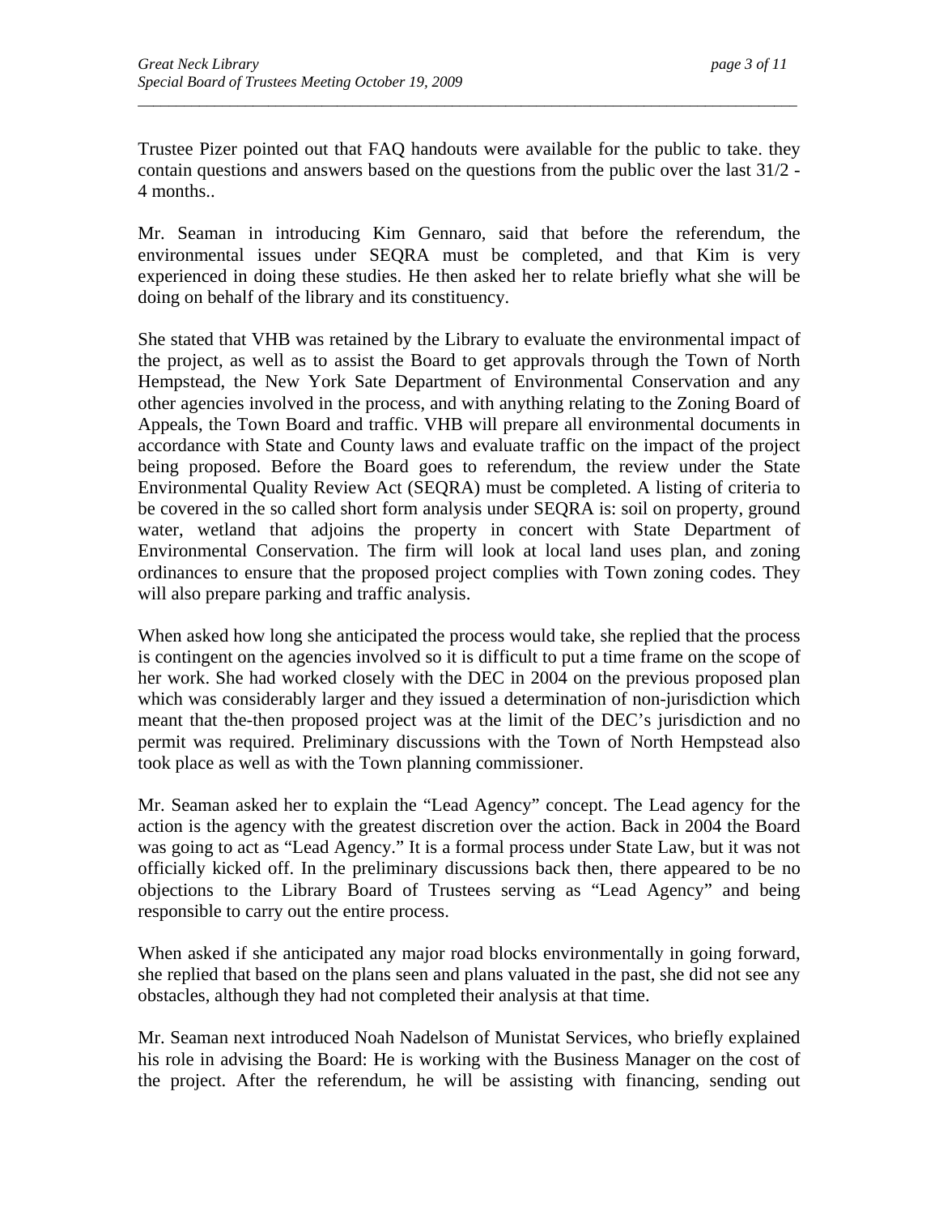Trustee Pizer pointed out that FAQ handouts were available for the public to take. they contain questions and answers based on the questions from the public over the last 31/2 - 4 months..

Mr. Seaman in introducing Kim Gennaro, said that before the referendum, the environmental issues under SEQRA must be completed, and that Kim is very experienced in doing these studies. He then asked her to relate briefly what she will be doing on behalf of the library and its constituency.

She stated that VHB was retained by the Library to evaluate the environmental impact of the project, as well as to assist the Board to get approvals through the Town of North Hempstead, the New York Sate Department of Environmental Conservation and any other agencies involved in the process, and with anything relating to the Zoning Board of Appeals, the Town Board and traffic. VHB will prepare all environmental documents in accordance with State and County laws and evaluate traffic on the impact of the project being proposed. Before the Board goes to referendum, the review under the State Environmental Quality Review Act (SEQRA) must be completed. A listing of criteria to be covered in the so called short form analysis under SEQRA is: soil on property, ground water, wetland that adjoins the property in concert with State Department of Environmental Conservation. The firm will look at local land uses plan, and zoning ordinances to ensure that the proposed project complies with Town zoning codes. They will also prepare parking and traffic analysis.

When asked how long she anticipated the process would take, she replied that the process is contingent on the agencies involved so it is difficult to put a time frame on the scope of her work. She had worked closely with the DEC in 2004 on the previous proposed plan which was considerably larger and they issued a determination of non-jurisdiction which meant that the-then proposed project was at the limit of the DEC's jurisdiction and no permit was required. Preliminary discussions with the Town of North Hempstead also took place as well as with the Town planning commissioner.

Mr. Seaman asked her to explain the "Lead Agency" concept. The Lead agency for the action is the agency with the greatest discretion over the action. Back in 2004 the Board was going to act as "Lead Agency." It is a formal process under State Law, but it was not officially kicked off. In the preliminary discussions back then, there appeared to be no objections to the Library Board of Trustees serving as "Lead Agency" and being responsible to carry out the entire process.

When asked if she anticipated any major road blocks environmentally in going forward, she replied that based on the plans seen and plans valuated in the past, she did not see any obstacles, although they had not completed their analysis at that time.

Mr. Seaman next introduced Noah Nadelson of Munistat Services, who briefly explained his role in advising the Board: He is working with the Business Manager on the cost of the project. After the referendum, he will be assisting with financing, sending out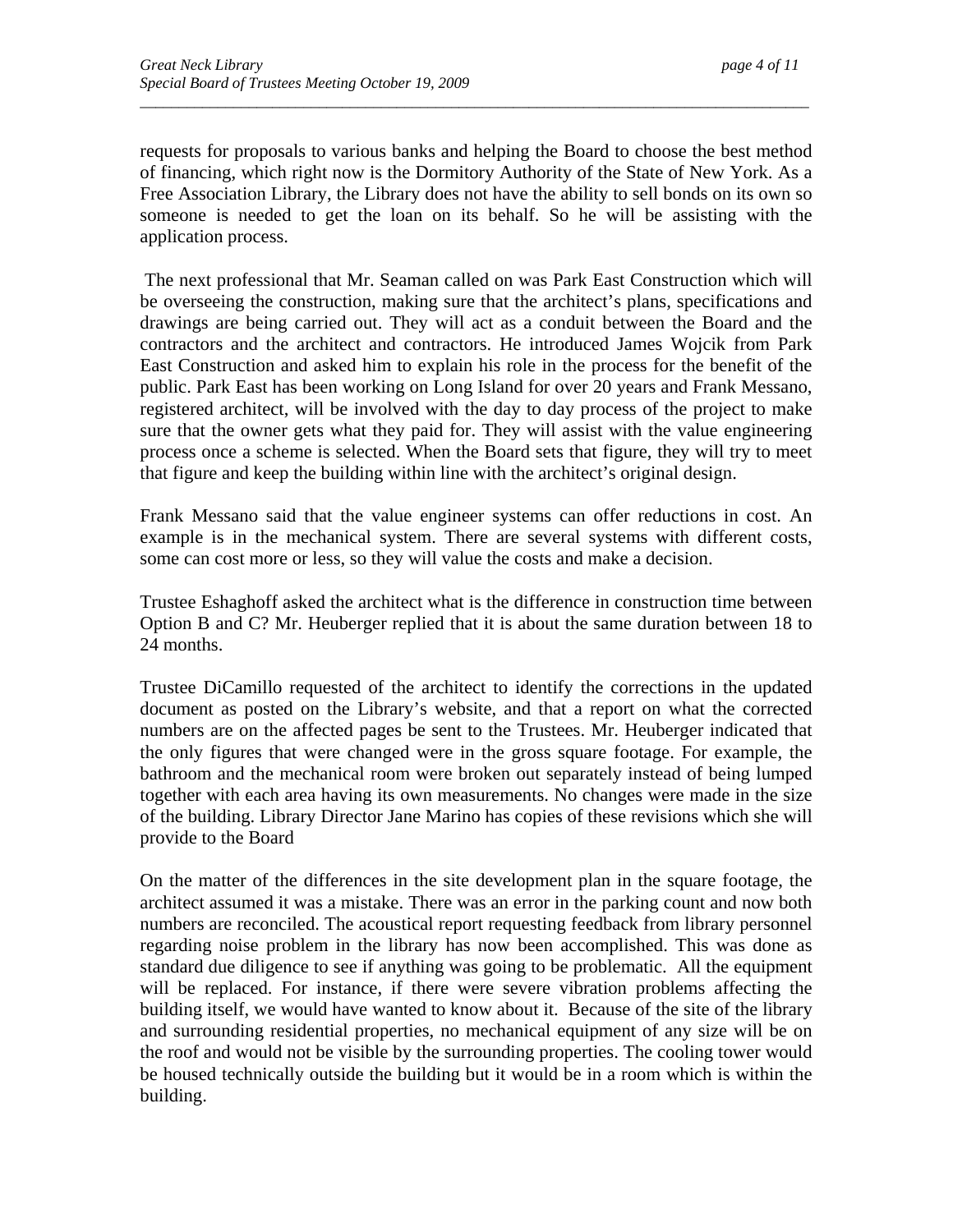requests for proposals to various banks and helping the Board to choose the best method of financing, which right now is the Dormitory Authority of the State of New York. As a Free Association Library, the Library does not have the ability to sell bonds on its own so someone is needed to get the loan on its behalf. So he will be assisting with the application process.

The next professional that Mr. Seaman called on was Park East Construction which will be overseeing the construction, making sure that the architect's plans, specifications and drawings are being carried out. They will act as a conduit between the Board and the contractors and the architect and contractors. He introduced James Wojcik from Park East Construction and asked him to explain his role in the process for the benefit of the public. Park East has been working on Long Island for over 20 years and Frank Messano, registered architect, will be involved with the day to day process of the project to make sure that the owner gets what they paid for. They will assist with the value engineering process once a scheme is selected. When the Board sets that figure, they will try to meet that figure and keep the building within line with the architect's original design.

Frank Messano said that the value engineer systems can offer reductions in cost. An example is in the mechanical system. There are several systems with different costs, some can cost more or less, so they will value the costs and make a decision.

Trustee Eshaghoff asked the architect what is the difference in construction time between Option B and C? Mr. Heuberger replied that it is about the same duration between 18 to 24 months.

Trustee DiCamillo requested of the architect to identify the corrections in the updated document as posted on the Library's website, and that a report on what the corrected numbers are on the affected pages be sent to the Trustees. Mr. Heuberger indicated that the only figures that were changed were in the gross square footage. For example, the bathroom and the mechanical room were broken out separately instead of being lumped together with each area having its own measurements. No changes were made in the size of the building. Library Director Jane Marino has copies of these revisions which she will provide to the Board

On the matter of the differences in the site development plan in the square footage, the architect assumed it was a mistake. There was an error in the parking count and now both numbers are reconciled. The acoustical report requesting feedback from library personnel regarding noise problem in the library has now been accomplished. This was done as standard due diligence to see if anything was going to be problematic. All the equipment will be replaced. For instance, if there were severe vibration problems affecting the building itself, we would have wanted to know about it. Because of the site of the library and surrounding residential properties, no mechanical equipment of any size will be on the roof and would not be visible by the surrounding properties. The cooling tower would be housed technically outside the building but it would be in a room which is within the building.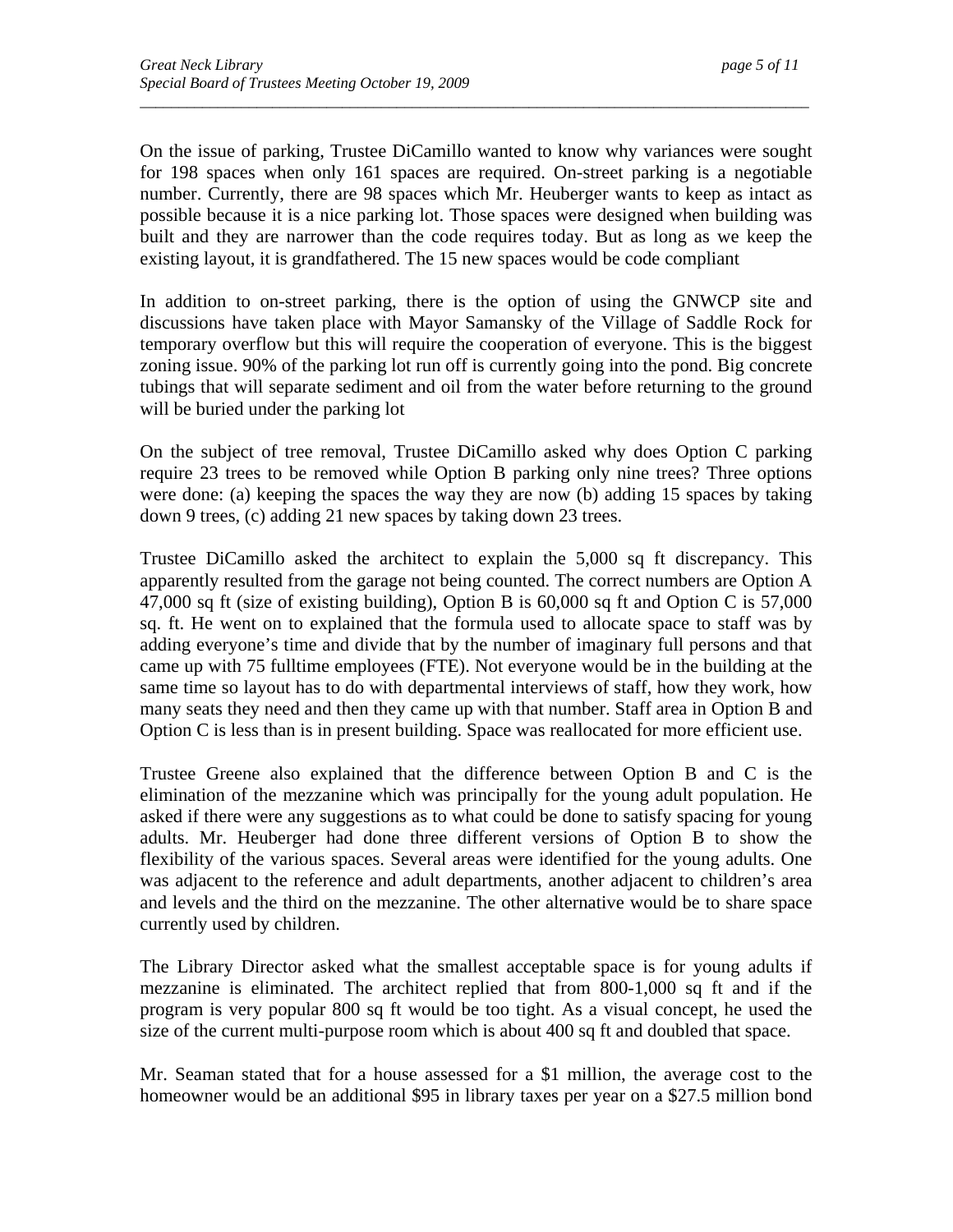On the issue of parking, Trustee DiCamillo wanted to know why variances were sought for 198 spaces when only 161 spaces are required. On-street parking is a negotiable number. Currently, there are 98 spaces which Mr. Heuberger wants to keep as intact as possible because it is a nice parking lot. Those spaces were designed when building was built and they are narrower than the code requires today. But as long as we keep the existing layout, it is grandfathered. The 15 new spaces would be code compliant

In addition to on-street parking, there is the option of using the GNWCP site and discussions have taken place with Mayor Samansky of the Village of Saddle Rock for temporary overflow but this will require the cooperation of everyone. This is the biggest zoning issue. 90% of the parking lot run off is currently going into the pond. Big concrete tubings that will separate sediment and oil from the water before returning to the ground will be buried under the parking lot

On the subject of tree removal, Trustee DiCamillo asked why does Option C parking require 23 trees to be removed while Option B parking only nine trees? Three options were done: (a) keeping the spaces the way they are now (b) adding 15 spaces by taking down 9 trees, (c) adding 21 new spaces by taking down 23 trees.

Trustee DiCamillo asked the architect to explain the 5,000 sq ft discrepancy. This apparently resulted from the garage not being counted. The correct numbers are Option A 47,000 sq ft (size of existing building), Option B is 60,000 sq ft and Option C is 57,000 sq. ft. He went on to explained that the formula used to allocate space to staff was by adding everyone's time and divide that by the number of imaginary full persons and that came up with 75 fulltime employees (FTE). Not everyone would be in the building at the same time so layout has to do with departmental interviews of staff, how they work, how many seats they need and then they came up with that number. Staff area in Option B and Option C is less than is in present building. Space was reallocated for more efficient use.

Trustee Greene also explained that the difference between Option B and C is the elimination of the mezzanine which was principally for the young adult population. He asked if there were any suggestions as to what could be done to satisfy spacing for young adults. Mr. Heuberger had done three different versions of Option B to show the flexibility of the various spaces. Several areas were identified for the young adults. One was adjacent to the reference and adult departments, another adjacent to children's area and levels and the third on the mezzanine. The other alternative would be to share space currently used by children.

The Library Director asked what the smallest acceptable space is for young adults if mezzanine is eliminated. The architect replied that from 800-1,000 sq ft and if the program is very popular 800 sq ft would be too tight. As a visual concept, he used the size of the current multi-purpose room which is about 400 sq ft and doubled that space.

Mr. Seaman stated that for a house assessed for a $1 million, the average cost to the homeowner would be an additional $95 in library taxes per year on a $27.5 million bond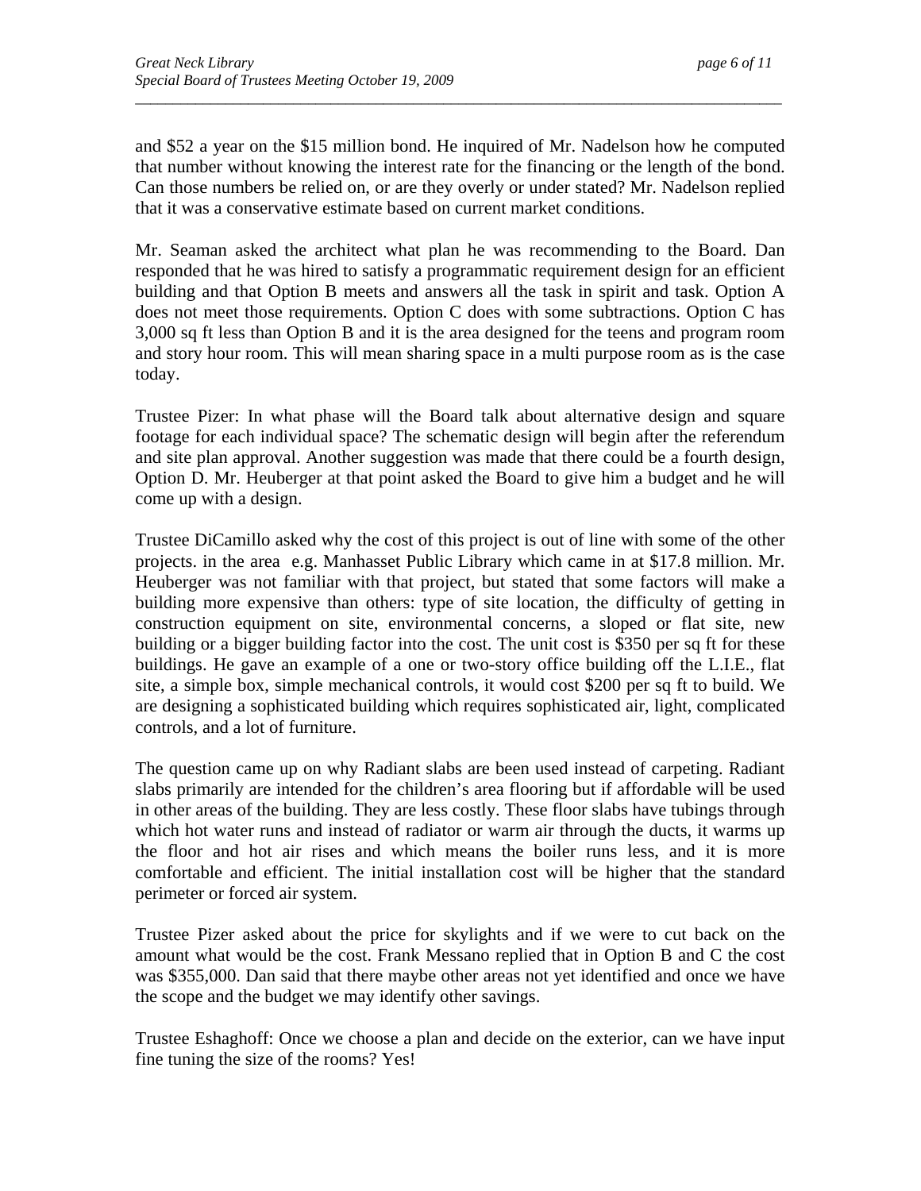and $52 a year on the $15 million bond. He inquired of Mr. Nadelson how he computed that number without knowing the interest rate for the financing or the length of the bond. Can those numbers be relied on, or are they overly or under stated? Mr. Nadelson replied that it was a conservative estimate based on current market conditions.

Mr. Seaman asked the architect what plan he was recommending to the Board. Dan responded that he was hired to satisfy a programmatic requirement design for an efficient building and that Option B meets and answers all the task in spirit and task. Option A does not meet those requirements. Option C does with some subtractions. Option C has 3,000 sq ft less than Option B and it is the area designed for the teens and program room and story hour room. This will mean sharing space in a multi purpose room as is the case today.

Trustee Pizer: In what phase will the Board talk about alternative design and square footage for each individual space? The schematic design will begin after the referendum and site plan approval. Another suggestion was made that there could be a fourth design, Option D. Mr. Heuberger at that point asked the Board to give him a budget and he will come up with a design.

Trustee DiCamillo asked why the cost of this project is out of line with some of the other projects. in the area e.g. Manhasset Public Library which came in at $17.8 million. Mr. Heuberger was not familiar with that project, but stated that some factors will make a building more expensive than others: type of site location, the difficulty of getting in construction equipment on site, environmental concerns, a sloped or flat site, new building or a bigger building factor into the cost. The unit cost is $350 per sq ft for these buildings. He gave an example of a one or two-story office building off the L.I.E., flat site, a simple box, simple mechanical controls, it would cost $200 per sq ft to build. We are designing a sophisticated building which requires sophisticated air, light, complicated controls, and a lot of furniture.

The question came up on why Radiant slabs are been used instead of carpeting. Radiant slabs primarily are intended for the children's area flooring but if affordable will be used in other areas of the building. They are less costly. These floor slabs have tubings through which hot water runs and instead of radiator or warm air through the ducts, it warms up the floor and hot air rises and which means the boiler runs less, and it is more comfortable and efficient. The initial installation cost will be higher that the standard perimeter or forced air system.

Trustee Pizer asked about the price for skylights and if we were to cut back on the amount what would be the cost. Frank Messano replied that in Option B and C the cost was $355,000. Dan said that there maybe other areas not yet identified and once we have the scope and the budget we may identify other savings.

Trustee Eshaghoff: Once we choose a plan and decide on the exterior, can we have input fine tuning the size of the rooms? Yes!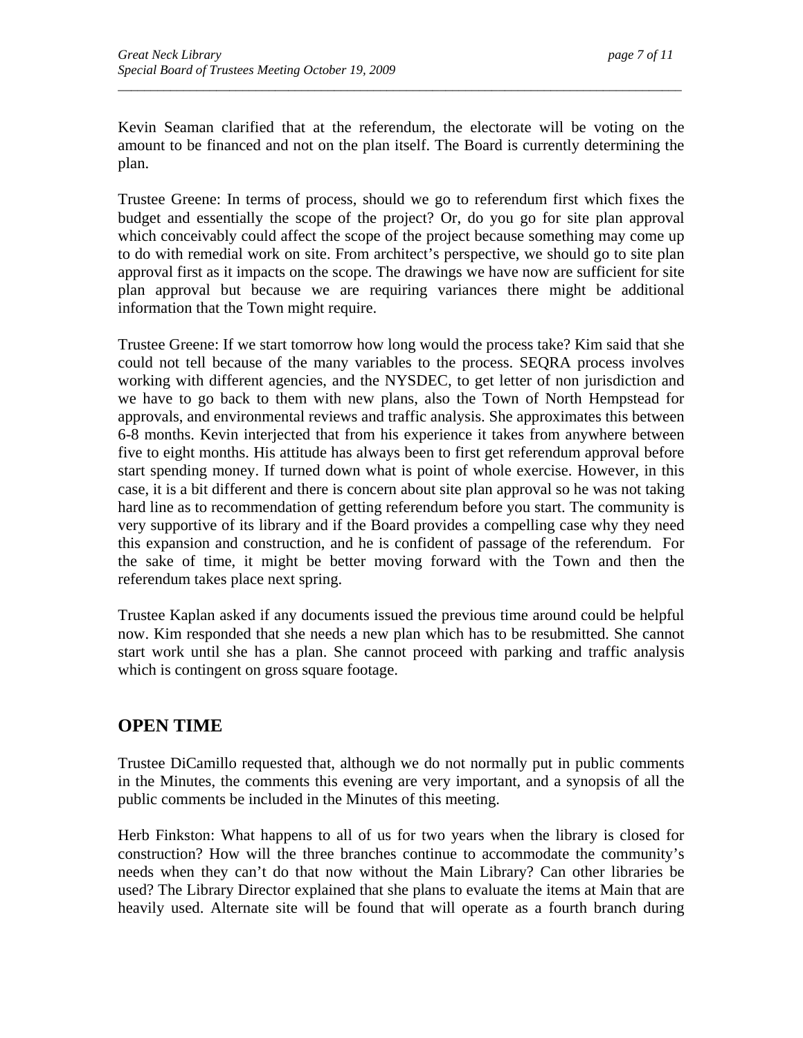Kevin Seaman clarified that at the referendum, the electorate will be voting on the amount to be financed and not on the plan itself. The Board is currently determining the plan.

Trustee Greene: In terms of process, should we go to referendum first which fixes the budget and essentially the scope of the project? Or, do you go for site plan approval which conceivably could affect the scope of the project because something may come up to do with remedial work on site. From architect's perspective, we should go to site plan approval first as it impacts on the scope. The drawings we have now are sufficient for site plan approval but because we are requiring variances there might be additional information that the Town might require.

Trustee Greene: If we start tomorrow how long would the process take? Kim said that she could not tell because of the many variables to the process. SEQRA process involves working with different agencies, and the NYSDEC, to get letter of non jurisdiction and we have to go back to them with new plans, also the Town of North Hempstead for approvals, and environmental reviews and traffic analysis. She approximates this between 6-8 months. Kevin interjected that from his experience it takes from anywhere between five to eight months. His attitude has always been to first get referendum approval before start spending money. If turned down what is point of whole exercise. However, in this case, it is a bit different and there is concern about site plan approval so he was not taking hard line as to recommendation of getting referendum before you start. The community is very supportive of its library and if the Board provides a compelling case why they need this expansion and construction, and he is confident of passage of the referendum. For the sake of time, it might be better moving forward with the Town and then the referendum takes place next spring.

Trustee Kaplan asked if any documents issued the previous time around could be helpful now. Kim responded that she needs a new plan which has to be resubmitted. She cannot start work until she has a plan. She cannot proceed with parking and traffic analysis which is contingent on gross square footage.

## OPEN TIME

Trustee DiCamillo requested that, although we do not normally put in public comments in the Minutes, the comments this evening are very important, and a synopsis of all the public comments be included in the Minutes of this meeting.

Herb Finkston: What happens to all of us for two years when the library is closed for construction? How will the three branches continue to accommodate the community's needs when they can't do that now without the Main Library? Can other libraries be used? The Library Director explained that she plans to evaluate the items at Main that are heavily used. Alternate site will be found that will operate as a fourth branch during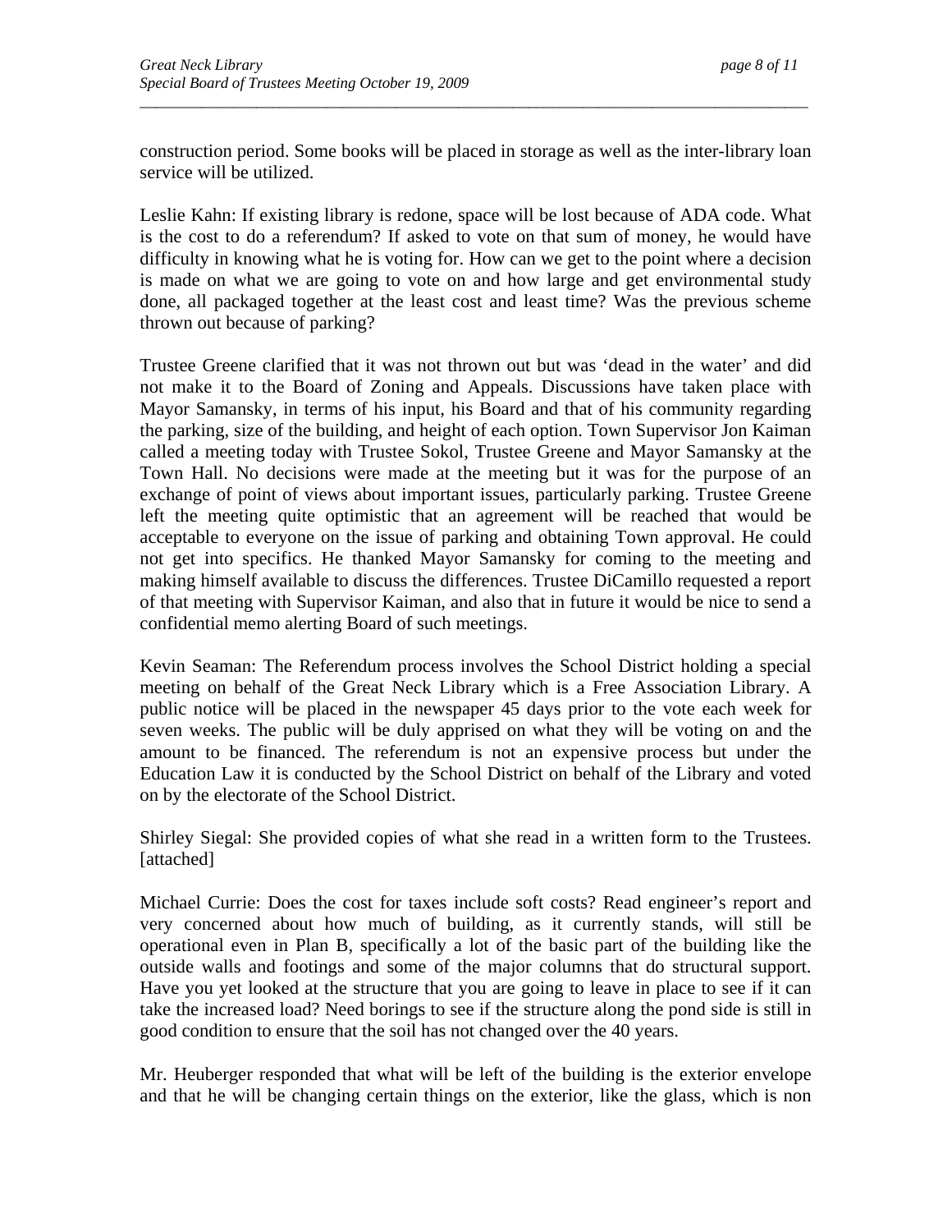construction period. Some books will be placed in storage as well as the inter-library loan service will be utilized.

Leslie Kahn: If existing library is redone, space will be lost because of ADA code. What is the cost to do a referendum? If asked to vote on that sum of money, he would have difficulty in knowing what he is voting for. How can we get to the point where a decision is made on what we are going to vote on and how large and get environmental study done, all packaged together at the least cost and least time? Was the previous scheme thrown out because of parking?

Trustee Greene clarified that it was not thrown out but was 'dead in the water' and did not make it to the Board of Zoning and Appeals. Discussions have taken place with Mayor Samansky, in terms of his input, his Board and that of his community regarding the parking, size of the building, and height of each option. Town Supervisor Jon Kaiman called a meeting today with Trustee Sokol, Trustee Greene and Mayor Samansky at the Town Hall. No decisions were made at the meeting but it was for the purpose of an exchange of point of views about important issues, particularly parking. Trustee Greene left the meeting quite optimistic that an agreement will be reached that would be acceptable to everyone on the issue of parking and obtaining Town approval. He could not get into specifics. He thanked Mayor Samansky for coming to the meeting and making himself available to discuss the differences. Trustee DiCamillo requested a report of that meeting with Supervisor Kaiman, and also that in future it would be nice to send a confidential memo alerting Board of such meetings.

Kevin Seaman: The Referendum process involves the School District holding a special meeting on behalf of the Great Neck Library which is a Free Association Library. A public notice will be placed in the newspaper 45 days prior to the vote each week for seven weeks. The public will be duly apprised on what they will be voting on and the amount to be financed. The referendum is not an expensive process but under the Education Law it is conducted by the School District on behalf of the Library and voted on by the electorate of the School District.

Shirley Siegal: She provided copies of what she read in a written form to the Trustees. [attached]

Michael Currie: Does the cost for taxes include soft costs? Read engineer's report and very concerned about how much of building, as it currently stands, will still be operational even in Plan B, specifically a lot of the basic part of the building like the outside walls and footings and some of the major columns that do structural support. Have you yet looked at the structure that you are going to leave in place to see if it can take the increased load? Need borings to see if the structure along the pond side is still in good condition to ensure that the soil has not changed over the 40 years.

Mr. Heuberger responded that what will be left of the building is the exterior envelope and that he will be changing certain things on the exterior, like the glass, which is non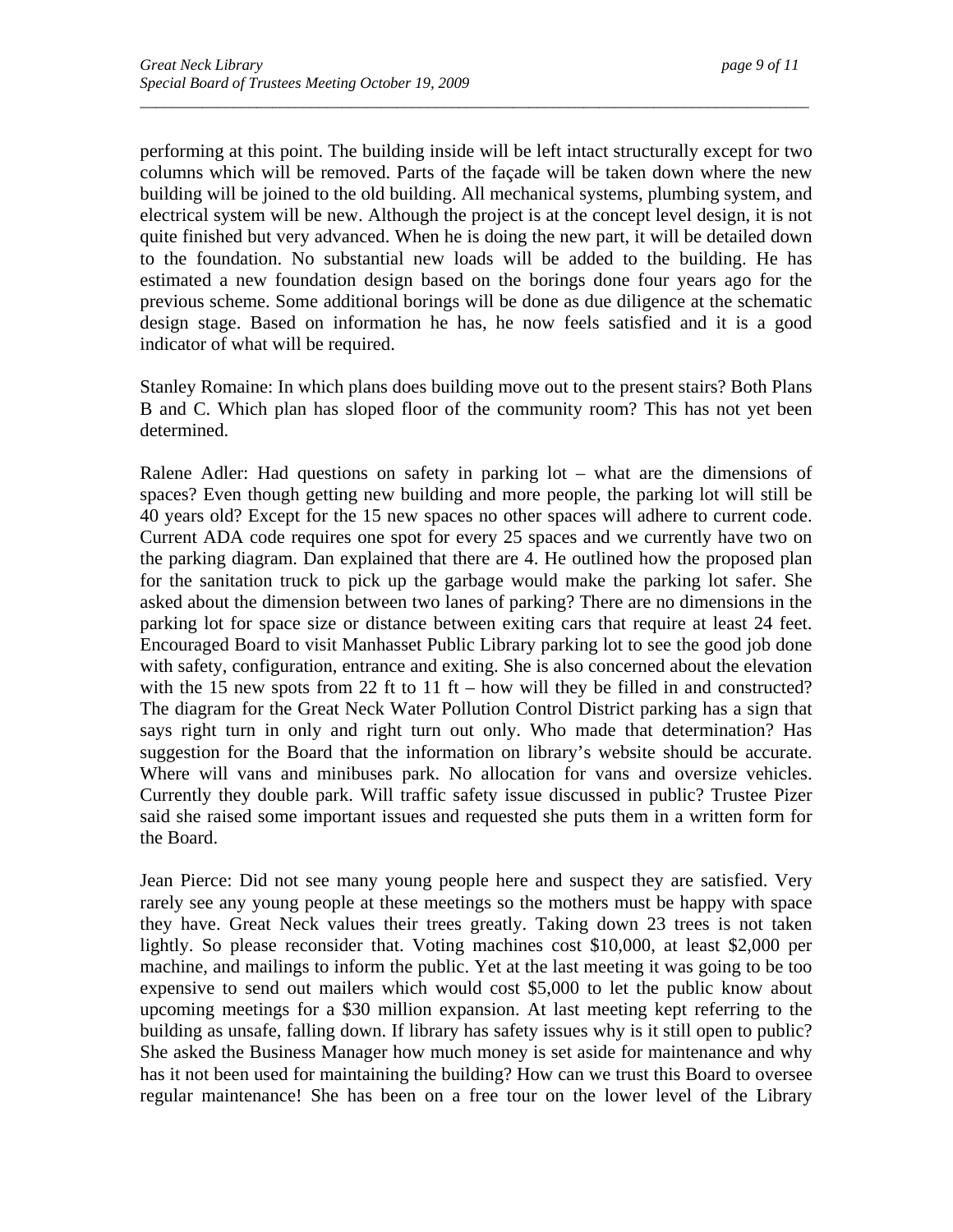performing at this point. The building inside will be left intact structurally except for two columns which will be removed. Parts of the façade will be taken down where the new building will be joined to the old building. All mechanical systems, plumbing system, and electrical system will be new. Although the project is at the concept level design, it is not quite finished but very advanced. When he is doing the new part, it will be detailed down to the foundation. No substantial new loads will be added to the building. He has estimated a new foundation design based on the borings done four years ago for the previous scheme. Some additional borings will be done as due diligence at the schematic design stage. Based on information he has, he now feels satisfied and it is a good indicator of what will be required.

Stanley Romaine: In which plans does building move out to the present stairs? Both Plans B and C. Which plan has sloped floor of the community room? This has not yet been determined.

Ralene Adler: Had questions on safety in parking lot – what are the dimensions of spaces? Even though getting new building and more people, the parking lot will still be 40 years old? Except for the 15 new spaces no other spaces will adhere to current code. Current ADA code requires one spot for every 25 spaces and we currently have two on the parking diagram. Dan explained that there are 4. He outlined how the proposed plan for the sanitation truck to pick up the garbage would make the parking lot safer. She asked about the dimension between two lanes of parking? There are no dimensions in the parking lot for space size or distance between exiting cars that require at least 24 feet. Encouraged Board to visit Manhasset Public Library parking lot to see the good job done with safety, configuration, entrance and exiting. She is also concerned about the elevation with the 15 new spots from 22 ft to 11 ft – how will they be filled in and constructed? The diagram for the Great Neck Water Pollution Control District parking has a sign that says right turn in only and right turn out only. Who made that determination? Has suggestion for the Board that the information on library's website should be accurate. Where will vans and minibuses park. No allocation for vans and oversize vehicles. Currently they double park. Will traffic safety issue discussed in public? Trustee Pizer said she raised some important issues and requested she puts them in a written form for the Board.

Jean Pierce: Did not see many young people here and suspect they are satisfied. Very rarely see any young people at these meetings so the mothers must be happy with space they have. Great Neck values their trees greatly. Taking down 23 trees is not taken lightly. So please reconsider that. Voting machines cost $10,000, at least $2,000 per machine, and mailings to inform the public. Yet at the last meeting it was going to be too expensive to send out mailers which would cost $5,000 to let the public know about upcoming meetings for a $30 million expansion. At last meeting kept referring to the building as unsafe, falling down. If library has safety issues why is it still open to public? She asked the Business Manager how much money is set aside for maintenance and why has it not been used for maintaining the building? How can we trust this Board to oversee regular maintenance! She has been on a free tour on the lower level of the Library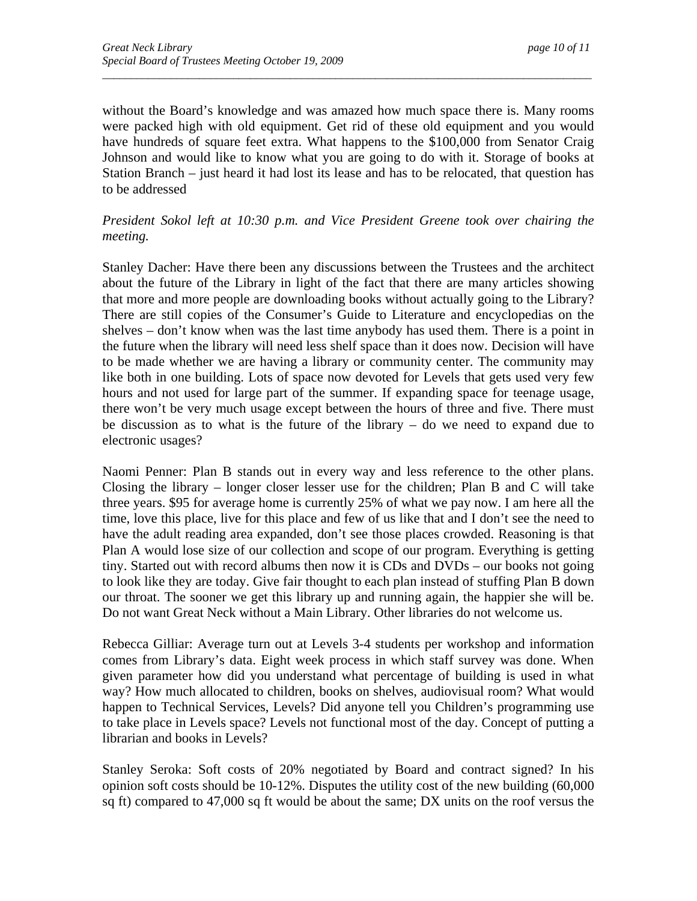without the Board's knowledge and was amazed how much space there is. Many rooms were packed high with old equipment. Get rid of these old equipment and you would have hundreds of square feet extra. What happens to the $100,000 from Senator Craig Johnson and would like to know what you are going to do with it. Storage of books at Station Branch – just heard it had lost its lease and has to be relocated, that question has to be addressed

*President Sokol left at 10:30 p.m. and Vice President Greene took over chairing the meeting.*

Stanley Dacher: Have there been any discussions between the Trustees and the architect about the future of the Library in light of the fact that there are many articles showing that more and more people are downloading books without actually going to the Library? There are still copies of the Consumer's Guide to Literature and encyclopedias on the shelves – don't know when was the last time anybody has used them. There is a point in the future when the library will need less shelf space than it does now. Decision will have to be made whether we are having a library or community center. The community may like both in one building. Lots of space now devoted for Levels that gets used very few hours and not used for large part of the summer. If expanding space for teenage usage, there won't be very much usage except between the hours of three and five. There must be discussion as to what is the future of the library – do we need to expand due to electronic usages?

Naomi Penner: Plan B stands out in every way and less reference to the other plans. Closing the library – longer closer lesser use for the children; Plan B and C will take three years. $95 for average home is currently 25% of what we pay now. I am here all the time, love this place, live for this place and few of us like that and I don't see the need to have the adult reading area expanded, don't see those places crowded. Reasoning is that Plan A would lose size of our collection and scope of our program. Everything is getting tiny. Started out with record albums then now it is CDs and DVDs – our books not going to look like they are today. Give fair thought to each plan instead of stuffing Plan B down our throat. The sooner we get this library up and running again, the happier she will be. Do not want Great Neck without a Main Library. Other libraries do not welcome us.

Rebecca Gilliar: Average turn out at Levels 3-4 students per workshop and information comes from Library's data. Eight week process in which staff survey was done. When given parameter how did you understand what percentage of building is used in what way? How much allocated to children, books on shelves, audiovisual room? What would happen to Technical Services, Levels? Did anyone tell you Children's programming use to take place in Levels space? Levels not functional most of the day. Concept of putting a librarian and books in Levels?

Stanley Seroka: Soft costs of 20% negotiated by Board and contract signed? In his opinion soft costs should be 10-12%. Disputes the utility cost of the new building (60,000 sq ft) compared to 47,000 sq ft would be about the same; DX units on the roof versus the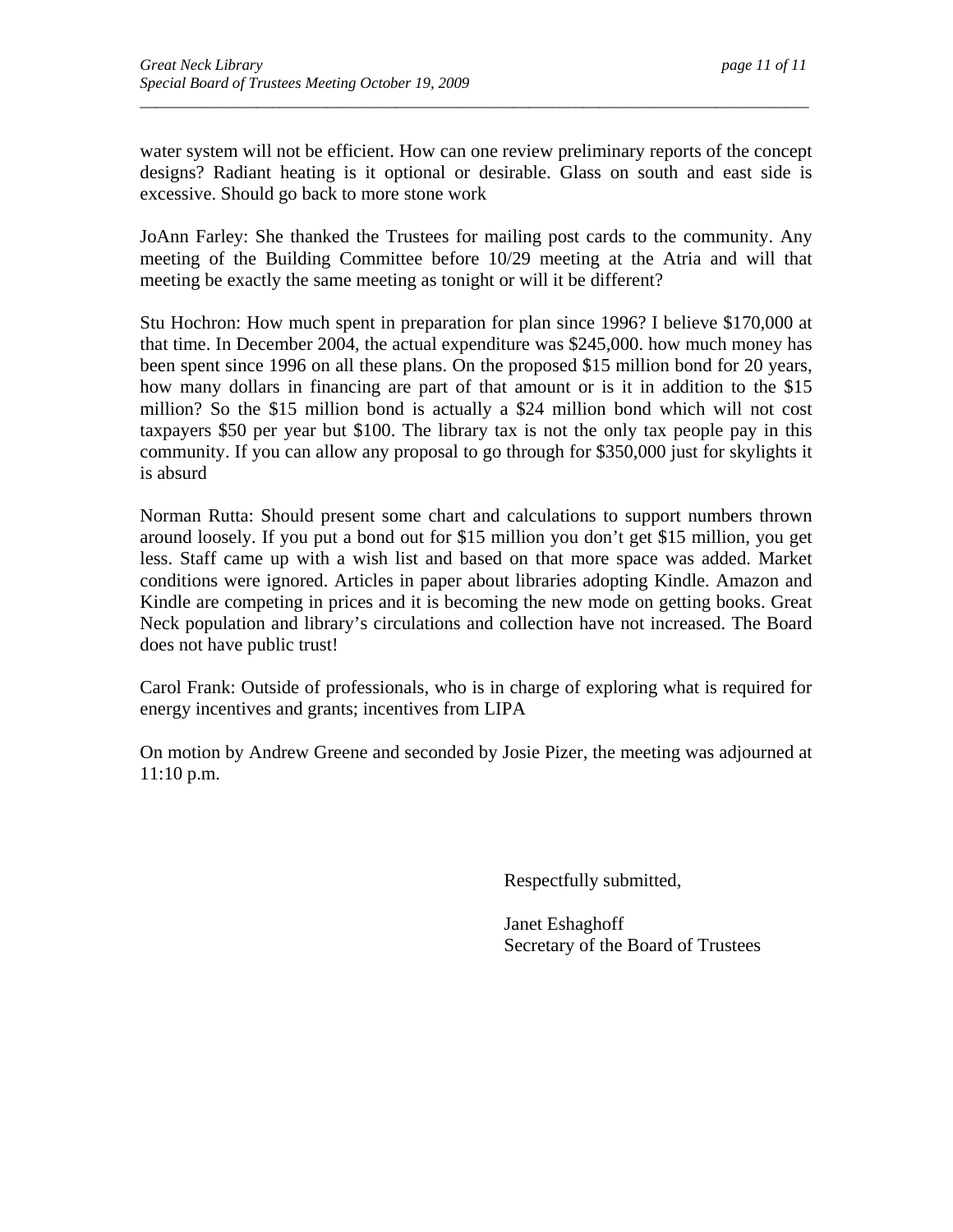water system will not be efficient. How can one review preliminary reports of the concept designs? Radiant heating is it optional or desirable. Glass on south and east side is excessive. Should go back to more stone work

JoAnn Farley: She thanked the Trustees for mailing post cards to the community. Any meeting of the Building Committee before 10/29 meeting at the Atria and will that meeting be exactly the same meeting as tonight or will it be different?

Stu Hochron: How much spent in preparation for plan since 1996? I believe $170,000 at that time. In December 2004, the actual expenditure was $245,000. how much money has been spent since 1996 on all these plans. On the proposed $15 million bond for 20 years, how many dollars in financing are part of that amount or is it in addition to the $15 million? So the $15 million bond is actually a $24 million bond which will not cost taxpayers $50 per year but $100. The library tax is not the only tax people pay in this community. If you can allow any proposal to go through for $350,000 just for skylights it is absurd

Norman Rutta: Should present some chart and calculations to support numbers thrown around loosely. If you put a bond out for $15 million you don't get $15 million, you get less. Staff came up with a wish list and based on that more space was added. Market conditions were ignored. Articles in paper about libraries adopting Kindle. Amazon and Kindle are competing in prices and it is becoming the new mode on getting books. Great Neck population and library's circulations and collection have not increased. The Board does not have public trust!

Carol Frank: Outside of professionals, who is in charge of exploring what is required for energy incentives and grants; incentives from LIPA

On motion by Andrew Greene and seconded by Josie Pizer, the meeting was adjourned at 11:10 p.m.

Respectfully submitted,

Janet Eshaghoff  
Secretary of the Board of Trustees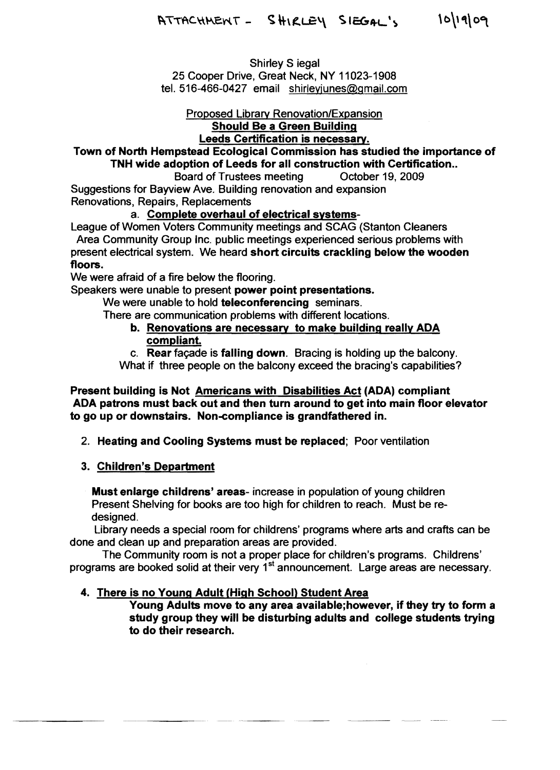ATTACHMENT - SHIRLEY SIEGAL'S 10/19/09

Shirley S iegal
25 Cooper Drive, Great Neck, NY 11023-1908
tel. 516-466-0427 email shirleyjunes@gmail.com

Proposed Library Renovation/Expansion
**Should Be a Green Building**
**Leeds Certification is necessary.**

**Town of North Hempstead Ecological Commission has studied the importance of TNH wide adoption of Leeds for all construction with Certification..**

Board of Trustees meeting October 19, 2009

Suggestions for Bayview Ave. Building renovation and expansion
Renovations, Repairs, Replacements

a. **Complete overhaul of electrical systems**-

League of Women Voters Community meetings and SCAG (Stanton Cleaners Area Community Group Inc. public meetings experienced serious problems with present electrical system. We heard **short circuits crackling below the wooden floors.**

We were afraid of a fire below the flooring.

Speakers were unable to present **power point presentations.**

We were unable to hold **teleconferencing** seminars.

There are communication problems with different locations.

b. **Renovations are necessary to make building really ADA compliant.**

c. **Rear** façade is **falling down**. Bracing is holding up the balcony.
What if three people on the balcony exceed the bracing's capabilities?

**Present building is Not Americans with Disabilities Act (ADA) compliant**
**ADA patrons must back out and then turn around to get into main floor elevator to go up or downstairs. Non-compliance is grandfathered in.**

2. **Heating and Cooling Systems must be replaced**; Poor ventilation

3. **Children's Department**

**Must enlarge childrens' areas**- increase in population of young children
Present Shelving for books are too high for children to reach. Must be re-designed.

Library needs a special room for childrens' programs where arts and crafts can be done and clean up and preparation areas are provided.

The Community room is not a proper place for children's programs. Childrens' programs are booked solid at their very 1st announcement. Large areas are necessary.

4. **There is no Young Adult (High School) Student Area**

**Young Adults move to any area available;however, if they try to form a study group they will be disturbing adults and college students trying to do their research.**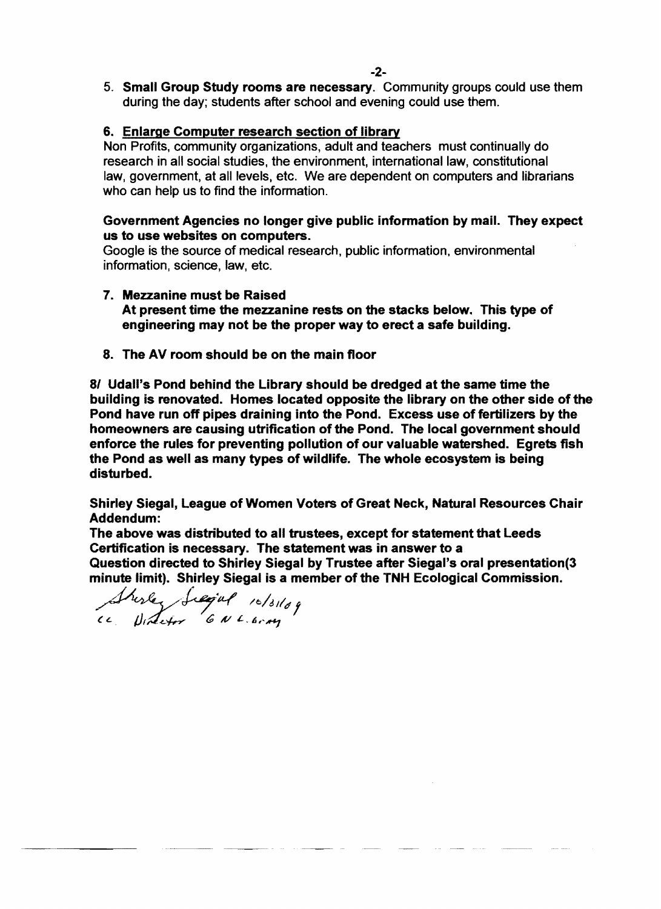5. **Small Group Study rooms are necessary.** Community groups could use them during the day; students after school and evening could use them.

**6. <u>Enlarge Computer research section of library</u>**

Non Profits, community organizations, adult and teachers must continually do research in all social studies, the environment, international law, constitutional law, government, at all levels, etc. We are dependent on computers and librarians who can help us to find the information.

**Government Agencies no longer give public information by mail. They expect us to use websites on computers.**

Google is the source of medical research, public information, environmental information, science, law, etc.

7. **Mezzanine must be Raised**
   **At present time the mezzanine rests on the stacks below. This type of engineering may not be the proper way to erect a safe building.**

8. **The AV room should be on the main floor**

**8/ Udall's Pond behind the Library should be dredged at the same time the building is renovated. Homes located opposite the library on the other side of the Pond have run off pipes draining into the Pond. Excess use of fertilizers by the homeowners are causing utrification of the Pond. The local government should enforce the rules for preventing pollution of our valuable watershed. Egrets fish the Pond as well as many types of wildlife. The whole ecosystem is being disturbed.**

**Shirley Siegal, League of Women Voters of Great Neck, Natural Resources Chair**
**Addendum:**
**The above was distributed to all trustees, except for statement that Leeds Certification is necessary. The statement was in answer to a Question directed to Shirley Siegal by Trustee after Siegal's oral presentation(3 minute limit). Shirley Siegal is a member of the TNH Ecological Commission.**

Shirley Siegal 10/31/09
cc Director G N L. Bray